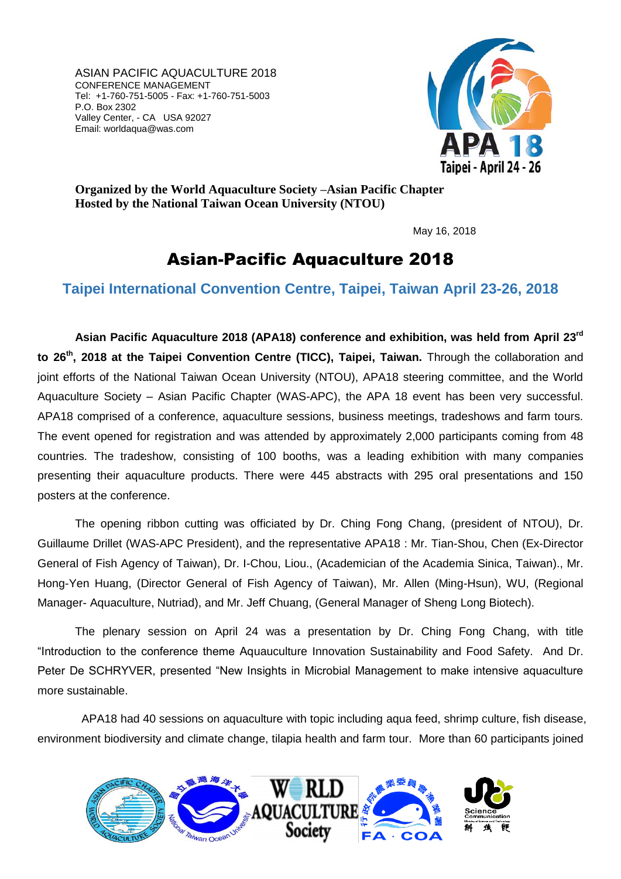ASIAN PACIFIC AQUACULTURE 2018
CONFERENCE MANAGEMENT
Tel: +1-760-751-5005 - Fax: +1-760-751-5003
P.O. Box 2302
Valley Center, - CA USA 92027
Email: worldaqua@was.com

APA 18
Taipei - April 24 - 26

**Organized by the World Aquaculture Society –Asian Pacific Chapter**
**Hosted by the National Taiwan Ocean University (NTOU)**

May 16, 2018

# Asian-Pacific Aquaculture 2018

## Taipei International Convention Centre, Taipei, Taiwan April 23-26, 2018

**Asian Pacific Aquaculture 2018 (APA18) conference and exhibition, was held from April 23rd to 26th, 2018 at the Taipei Convention Centre (TICC), Taipei, Taiwan.** Through the collaboration and joint efforts of the National Taiwan Ocean University (NTOU), APA18 steering committee, and the World Aquaculture Society – Asian Pacific Chapter (WAS-APC), the APA 18 event has been very successful. APA18 comprised of a conference, aquaculture sessions, business meetings, tradeshows and farm tours. The event opened for registration and was attended by approximately 2,000 participants coming from 48 countries. The tradeshow, consisting of 100 booths, was a leading exhibition with many companies presenting their aquaculture products. There were 445 abstracts with 295 oral presentations and 150 posters at the conference.

The opening ribbon cutting was officiated by Dr. Ching Fong Chang, (president of NTOU), Dr. Guillaume Drillet (WAS-APC President), and the representative APA18 : Mr. Tian-Shou, Chen (Ex-Director General of Fish Agency of Taiwan), Dr. I-Chou, Liou., (Academician of the Academia Sinica, Taiwan)., Mr. Hong-Yen Huang, (Director General of Fish Agency of Taiwan), Mr. Allen (Ming-Hsun), WU, (Regional Manager- Aquaculture, Nutriad), and Mr. Jeff Chuang, (General Manager of Sheng Long Biotech).

The plenary session on April 24 was a presentation by Dr. Ching Fong Chang, with title “Introduction to the conference theme Aquauculture Innovation Sustainability and Food Safety. And Dr. Peter De SCHRYVER, presented “New Insights in Microbial Management to make intensive aquaculture more sustainable.

APA18 had 40 sessions on aquaculture with topic including aqua feed, shrimp culture, fish disease, environment biodiversity and climate change, tilapia health and farm tour. More than 60 participants joined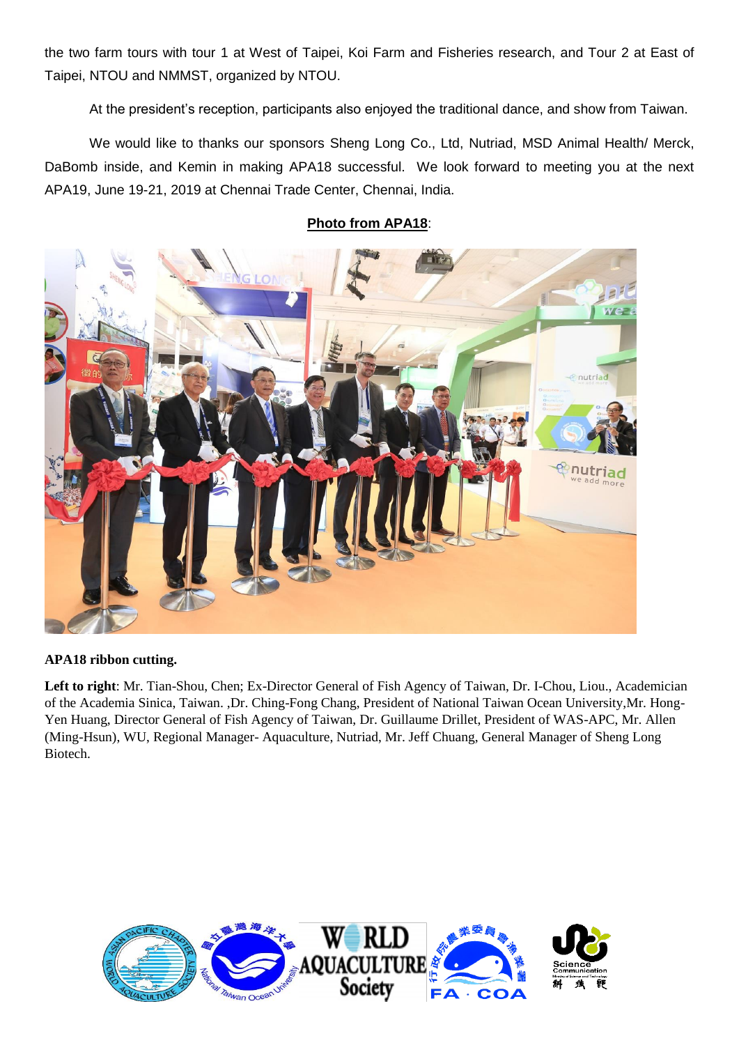the two farm tours with tour 1 at West of Taipei, Koi Farm and Fisheries research, and Tour 2 at East of Taipei, NTOU and NMMST, organized by NTOU.

At the president's reception, participants also enjoyed the traditional dance, and show from Taiwan.

We would like to thanks our sponsors Sheng Long Co., Ltd, Nutriad, MSD Animal Health/ Merck, DaBomb inside, and Kemin in making APA18 successful. We look forward to meeting you at the next APA19, June 19-21, 2019 at Chennai Trade Center, Chennai, India.

**Photo from APA18**:

**APA18 ribbon cutting.**

**Left to right**: Mr. Tian-Shou, Chen; Ex-Director General of Fish Agency of Taiwan, Dr. I-Chou, Liou., Academician of the Academia Sinica, Taiwan. ,Dr. Ching-Fong Chang, President of National Taiwan Ocean University,Mr. Hong-Yen Huang, Director General of Fish Agency of Taiwan, Dr. Guillaume Drillet, President of WAS-APC, Mr. Allen (Ming-Hsun), WU, Regional Manager- Aquaculture, Nutriad, Mr. Jeff Chuang, General Manager of Sheng Long Biotech.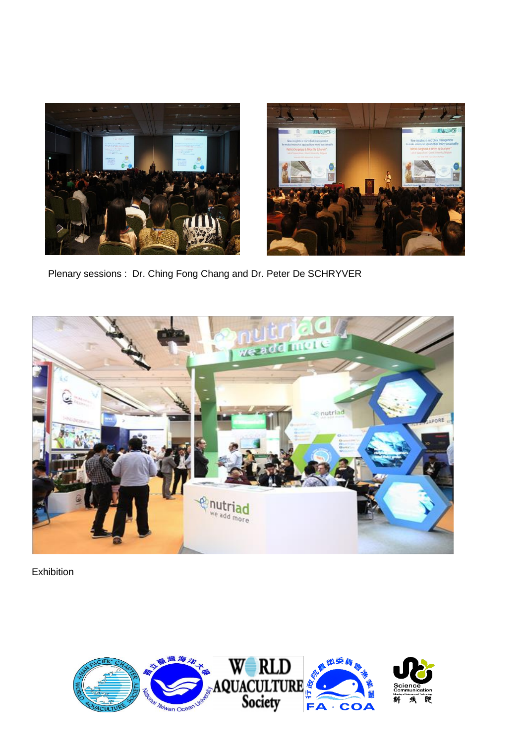Plenary sessions : Dr. Ching Fong Chang and Dr. Peter De SCHRYVER

Exhibition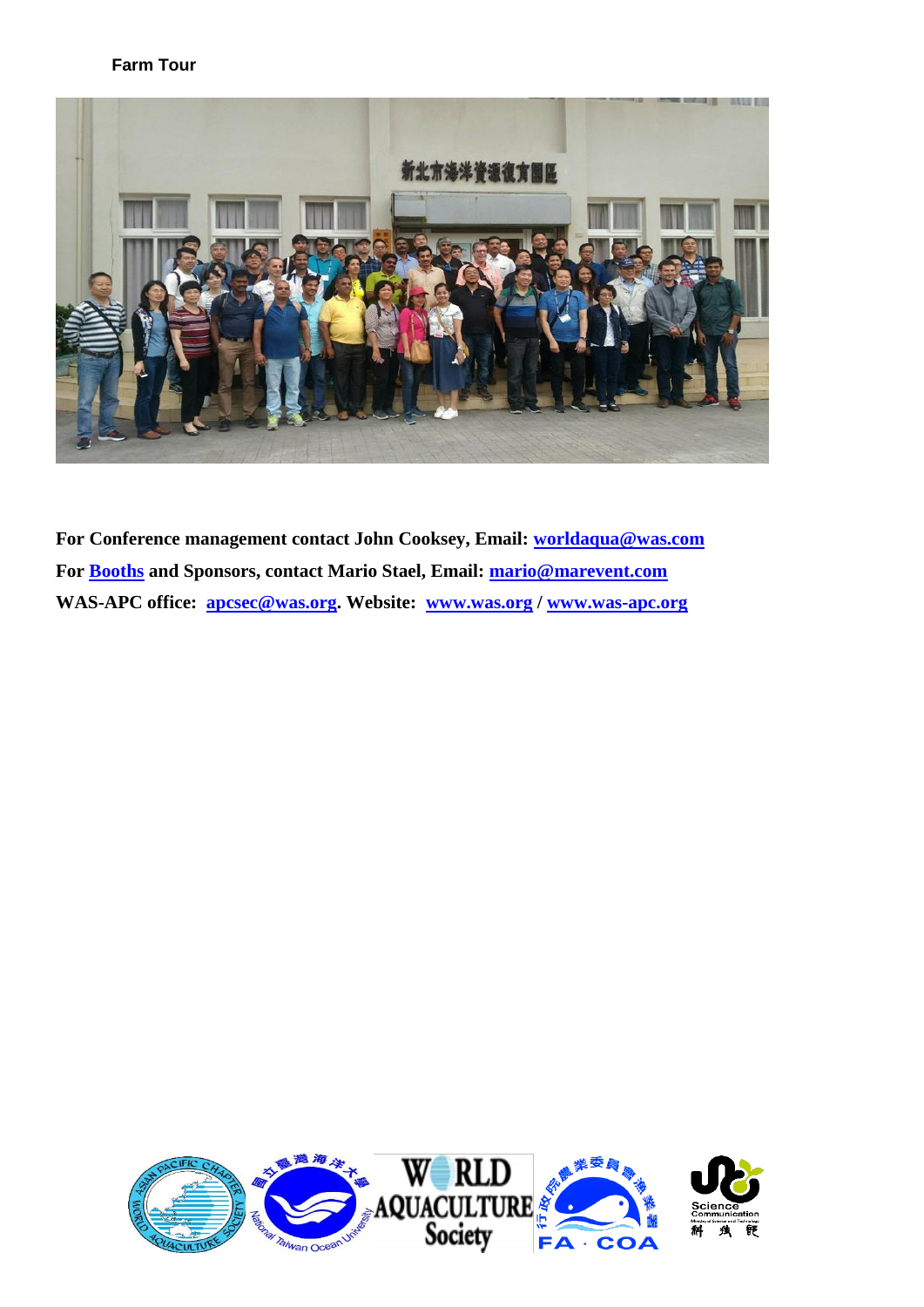**Farm Tour**

**For Conference management contact John Cooksey, Email: worldaqua@was.com**

**For Booths and Sponsors, contact Mario Stael, Email: mario@marevent.com**

**WAS-APC office: apcsec@was.org. Website: www.was.org / www.was-apc.org**